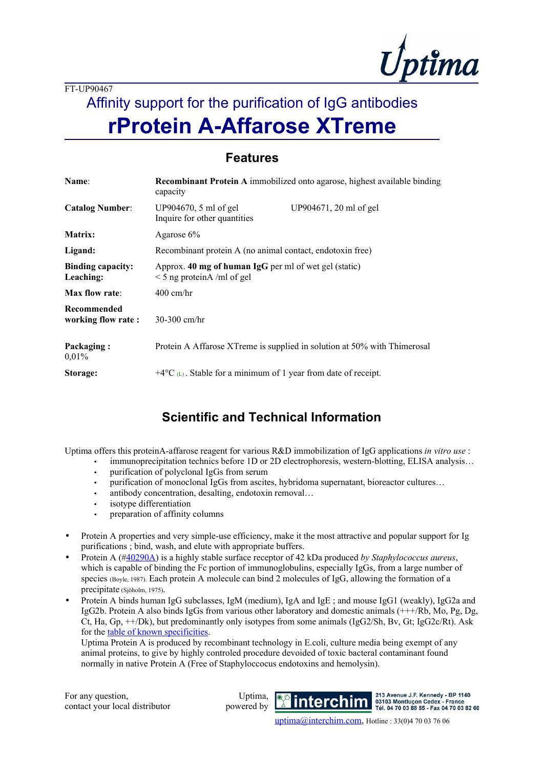FT-UP90467

Affinity support for the purification of IgG antibodies

# rProtein A-Affarose XTreme

## Features

| | |
|---|---|
| **Name**: | **Recombinant Protein A** immobilized onto agarose, highest available binding capacity |
| **Catalog Number**: | UP904670, 5 ml of gel     UP904671, 20 ml of gel<br>Inquire for other quantities |
| **Matrix:** | Agarose 6% |
| **Ligand:** | Recombinant protein A (no animal contact, endotoxin free) |
| **Binding capacity:**<br>**Leaching:** | Approx. **40 mg of human IgG** per ml of wet gel (static)<br>< 5 ng proteinA /ml of gel |
| **Max flow rate**: | 400 cm/hr |
| **Recommended working flow rate :** | 30-300 cm/hr |
| **Packaging :** | Protein A Affarose XTreme is supplied in solution at 50% with Thimerosal 0,01% |
| **Storage:** | +4°C (L) . Stable for a minimum of 1 year from date of receipt. |

## Scientific and Technical Information

Uptima offers this proteinA-affarose reagent for various R&D immobilization of IgG applications *in vitro use* :

- immunoprecipitation technics before 1D or 2D electrophoresis, western-blotting, ELISA analysis…
- purification of polyclonal IgGs from serum
- purification of monoclonal IgGs from ascites, hybridoma supernatant, bioreactor cultures…
- antibody concentration, desalting, endotoxin removal…
- isotype differentiation
- preparation of affinity columns

- Protein A properties and very simple-use efficiency, make it the most attractive and popular support for Ig purifications ; bind, wash, and elute with appropriate buffers.
- Protein A (#40290A) is a highly stable surface receptor of 42 kDa produced *by Staphylococcus aureus*, which is capable of binding the Fc portion of immunoglobulins, especially IgGs, from a large number of species (Boyle, 1987). Each protein A molecule can bind 2 molecules of IgG, allowing the formation of a precipitate (Sjöholm, 1975).
- Protein A binds human IgG subclasses, IgM (medium), IgA and IgE ; and mouse IgG1 (weakly), IgG2a and IgG2b. Protein A also binds IgGs from various other laboratory and domestic animals (+++/Rb, Mo, Pg, Dg, Ct, Ha, Gp, ++/Dk), but predominantly only isotypes from some animals (IgG2/Sh, Bv, Gt; IgG2c/Rt). Ask for the table of known specificities.
  Uptima Protein A is produced by recombinant technology in E.coli, culture media being exempt of any animal proteins, to give by highly controled procedure devoided of toxic bacteral contaminant found normally in native Protein A (Free of Staphyloccocus endotoxins and hemolysin).

For any question,
contact your local distributor

Uptima, powered by interchim — 213 Avenue J.F. Kennedy - BP 1140, 03103 Montluçon Cedex - France, Tél. 04 70 03 88 55 - Fax 04 70 03 82 60

uptima@interchim.com, Hotline : 33(0)4 70 03 76 06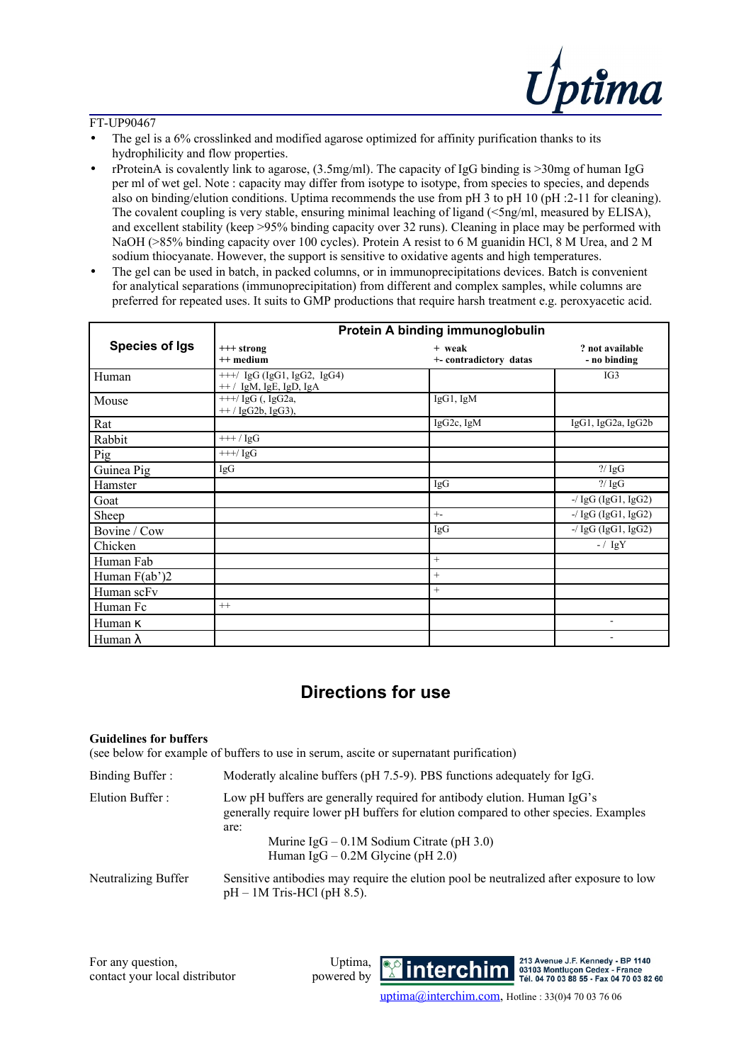FT-UP90467

- The gel is a 6% crosslinked and modified agarose optimized for affinity purification thanks to its hydrophilicity and flow properties.
- rProteinA is covalently link to agarose, (3.5mg/ml). The capacity of IgG binding is >30mg of human IgG per ml of wet gel. Note : capacity may differ from isotype to isotype, from species to species, and depends also on binding/elution conditions. Uptima recommends the use from pH 3 to pH 10 (pH :2-11 for cleaning). The covalent coupling is very stable, ensuring minimal leaching of ligand (<5ng/ml, measured by ELISA), and excellent stability (keep >95% binding capacity over 32 runs). Cleaning in place may be performed with NaOH (>85% binding capacity over 100 cycles). Protein A resist to 6 M guanidin HCl, 8 M Urea, and 2 M sodium thiocyanate. However, the support is sensitive to oxidative agents and high temperatures.
- The gel can be used in batch, in packed columns, or in immunoprecipitations devices. Batch is convenient for analytical separations (immunoprecipitation) from different and complex samples, while columns are preferred for repeated uses. It suits to GMP productions that require harsh treatment e.g. peroxyacetic acid.

| Species of Igs | Protein A binding immunoglobulin | | |
|---|---|---|---|
| | **+++ strong**<br>**++ medium** | **+ weak**<br>**+- contradictory datas** | **? not available**<br>**- no binding** |
| Human | +++/ IgG (IgG1, IgG2, IgG4)<br>++ / IgM, IgE, IgD, IgA | | IG3 |
| Mouse | +++/ IgG (, IgG2a,<br>++ / IgG2b, IgG3), | IgG1, IgM | |
| Rat | | IgG2c, IgM | IgG1, IgG2a, IgG2b |
| Rabbit | +++ / IgG | | |
| Pig | +++/ IgG | | |
| Guinea Pig | IgG | | ?/ IgG |
| Hamster | | IgG | ?/ IgG |
| Goat | | | -/ IgG (IgG1, IgG2) |
| Sheep | | +- | -/ IgG (IgG1, IgG2) |
| Bovine / Cow | | IgG | -/ IgG (IgG1, IgG2) |
| Chicken | | | - / IgY |
| Human Fab | | + | |
| Human F(ab')2 | | + | |
| Human scFv | | + | |
| Human Fc | ++ | | |
| Human κ | | | - |
| Human λ | | | - |

## Directions for use

**Guidelines for buffers**

(see below for example of buffers to use in serum, ascite or supernatant purification)

Binding Buffer : Moderatly alcaline buffers (pH 7.5-9). PBS functions adequately for IgG.

Elution Buffer : Low pH buffers are generally required for antibody elution. Human IgG's generally require lower pH buffers for elution compared to other species. Examples are:

Murine IgG – 0.1M Sodium Citrate (pH 3.0)
Human IgG – 0.2M Glycine (pH 2.0)

Neutralizing Buffer Sensitive antibodies may require the elution pool be neutralized after exposure to low pH – 1M Tris-HCl (pH 8.5).

For any question, contact your local distributor

Uptima, powered by interchim — 213 Avenue J.F. Kennedy - BP 1140, 03103 Montluçon Cedex - France, Tél. 04 70 03 88 55 - Fax 04 70 03 82 60

uptima@interchim.com, Hotline : 33(0)4 70 03 76 06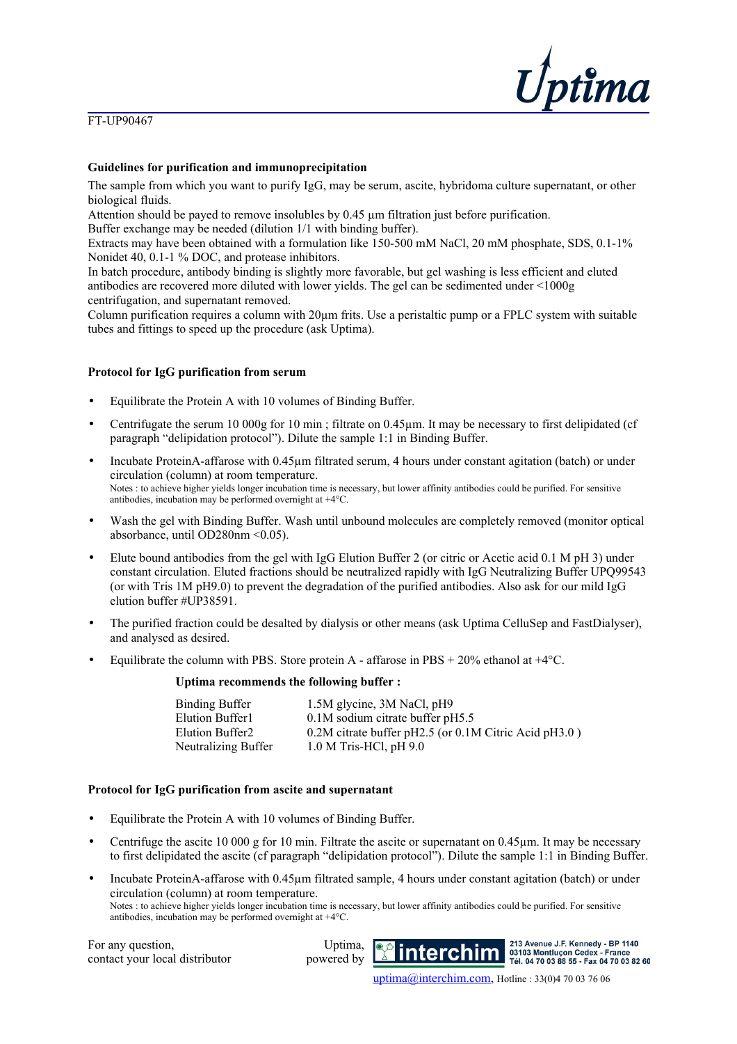FT-UP90467

**Guidelines for purification and immunoprecipitation**

The sample from which you want to purify IgG, may be serum, ascite, hybridoma culture supernatant, or other biological fluids.
Attention should be payed to remove insolubles by 0.45 µm filtration just before purification.
Buffer exchange may be needed (dilution 1/1 with binding buffer).
Extracts may have been obtained with a formulation like 150-500 mM NaCl, 20 mM phosphate, SDS, 0.1-1% Nonidet 40, 0.1-1 % DOC, and protease inhibitors.
In batch procedure, antibody binding is slightly more favorable, but gel washing is less efficient and eluted antibodies are recovered more diluted with lower yields. The gel can be sedimented under <1000g centrifugation, and supernatant removed.
Column purification requires a column with 20µm frits. Use a peristaltic pump or a FPLC system with suitable tubes and fittings to speed up the procedure (ask Uptima).

**Protocol for IgG purification from serum**

- Equilibrate the Protein A with 10 volumes of Binding Buffer.
- Centrifugate the serum 10 000g for 10 min ; filtrate on 0.45µm. It may be necessary to first delipidated (cf paragraph "delipidation protocol"). Dilute the sample 1:1 in Binding Buffer.
- Incubate ProteinA-affarose with 0.45µm filtrated serum, 4 hours under constant agitation (batch) or under circulation (column) at room temperature.
  Notes : to achieve higher yields longer incubation time is necessary, but lower affinity antibodies could be purified. For sensitive antibodies, incubation may be performed overnight at +4°C.
- Wash the gel with Binding Buffer. Wash until unbound molecules are completely removed (monitor optical absorbance, until OD280nm <0.05).
- Elute bound antibodies from the gel with IgG Elution Buffer 2 (or citric or Acetic acid 0.1 M pH 3) under constant circulation. Eluted fractions should be neutralized rapidly with IgG Neutralizing Buffer UPQ99543 (or with Tris 1M pH9.0) to prevent the degradation of the purified antibodies. Also ask for our mild IgG elution buffer #UP38591.
- The purified fraction could be desalted by dialysis or other means (ask Uptima CelluSep and FastDialyser), and analysed as desired.
- Equilibrate the column with PBS. Store protein A - affarose in PBS + 20% ethanol at +4°C.

**Uptima recommends the following buffer :**

| Buffer | Composition |
|---|---|
| Binding Buffer | 1.5M glycine, 3M NaCl, pH9 |
| Elution Buffer1 | 0.1M sodium citrate buffer pH5.5 |
| Elution Buffer2 | 0.2M citrate buffer pH2.5 (or 0.1M Citric Acid pH3.0 ) |
| Neutralizing Buffer | 1.0 M Tris-HCl, pH 9.0 |

**Protocol for IgG purification from ascite and supernatant**

- Equilibrate the Protein A with 10 volumes of Binding Buffer.
- Centrifuge the ascite 10 000 g for 10 min. Filtrate the ascite or supernatant on 0.45µm. It may be necessary to first delipidated the ascite (cf paragraph "delipidation protocol"). Dilute the sample 1:1 in Binding Buffer.
- Incubate ProteinA-affarose with 0.45µm filtrated sample, 4 hours under constant agitation (batch) or under circulation (column) at room temperature.
  Notes : to achieve higher yields longer incubation time is necessary, but lower affinity antibodies could be purified. For sensitive antibodies, incubation may be performed overnight at +4°C.

For any question, contact your local distributor

Uptima, powered by interchim — 213 Avenue J.F. Kennedy - BP 1140, 03103 Montluçon Cedex - France, Tél. 04 70 03 88 55 - Fax 04 70 03 82 60

uptima@interchim.com, Hotline : 33(0)4 70 03 76 06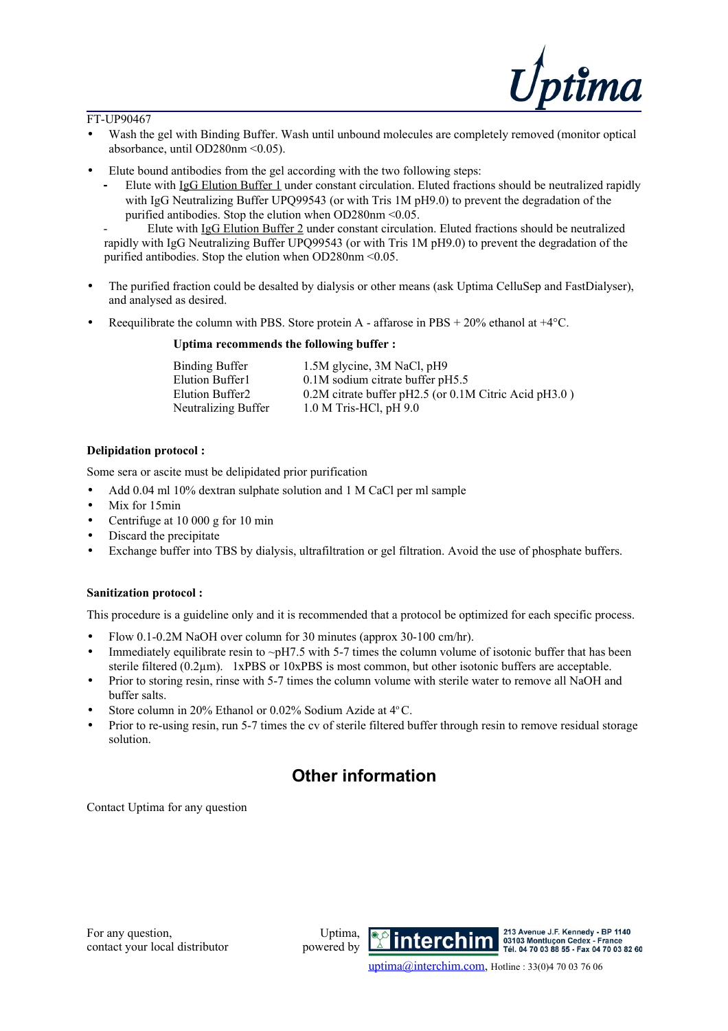FT-UP90467

- Wash the gel with Binding Buffer. Wash until unbound molecules are completely removed (monitor optical absorbance, until OD280nm <0.05).
- Elute bound antibodies from the gel according with the two following steps:
  - Elute with IgG Elution Buffer 1 under constant circulation. Eluted fractions should be neutralized rapidly with IgG Neutralizing Buffer UPQ99543 (or with Tris 1M pH9.0) to prevent the degradation of the purified antibodies. Stop the elution when OD280nm <0.05.
  - Elute with IgG Elution Buffer 2 under constant circulation. Eluted fractions should be neutralized rapidly with IgG Neutralizing Buffer UPQ99543 (or with Tris 1M pH9.0) to prevent the degradation of the purified antibodies. Stop the elution when OD280nm <0.05.
- The purified fraction could be desalted by dialysis or other means (ask Uptima CelluSep and FastDialyser), and analysed as desired.
- Reequilibrate the column with PBS. Store protein A - affarose in PBS + 20% ethanol at +4°C.

**Uptima recommends the following buffer :**

| | |
|---|---|
| Binding Buffer | 1.5M glycine, 3M NaCl, pH9 |
| Elution Buffer1 | 0.1M sodium citrate buffer pH5.5 |
| Elution Buffer2 | 0.2M citrate buffer pH2.5 (or 0.1M Citric Acid pH3.0 ) |
| Neutralizing Buffer | 1.0 M Tris-HCl, pH 9.0 |

**Delipidation protocol :**

Some sera or ascite must be delipidated prior purification

- Add 0.04 ml 10% dextran sulphate solution and 1 M CaCl per ml sample
- Mix for 15min
- Centrifuge at 10 000 g for 10 min
- Discard the precipitate
- Exchange buffer into TBS by dialysis, ultrafiltration or gel filtration. Avoid the use of phosphate buffers.

**Sanitization protocol :**

This procedure is a guideline only and it is recommended that a protocol be optimized for each specific process.

- Flow 0.1-0.2M NaOH over column for 30 minutes (approx 30-100 cm/hr).
- Immediately equilibrate resin to ~pH7.5 with 5-7 times the column volume of isotonic buffer that has been sterile filtered (0.2µm). 1xPBS or 10xPBS is most common, but other isotonic buffers are acceptable.
- Prior to storing resin, rinse with 5-7 times the column volume with sterile water to remove all NaOH and buffer salts.
- Store column in 20% Ethanol or 0.02% Sodium Azide at 4°C.
- Prior to re-using resin, run 5-7 times the cv of sterile filtered buffer through resin to remove residual storage solution.

## Other information

Contact Uptima for any question

For any question,
contact your local distributor

Uptima, powered by interchim — 213 Avenue J.F. Kennedy - BP 1140, 03103 Montluçon Cedex - France, Tél. 04 70 03 88 55 - Fax 04 70 03 82 60

uptima@interchim.com, Hotline : 33(0)4 70 03 76 06